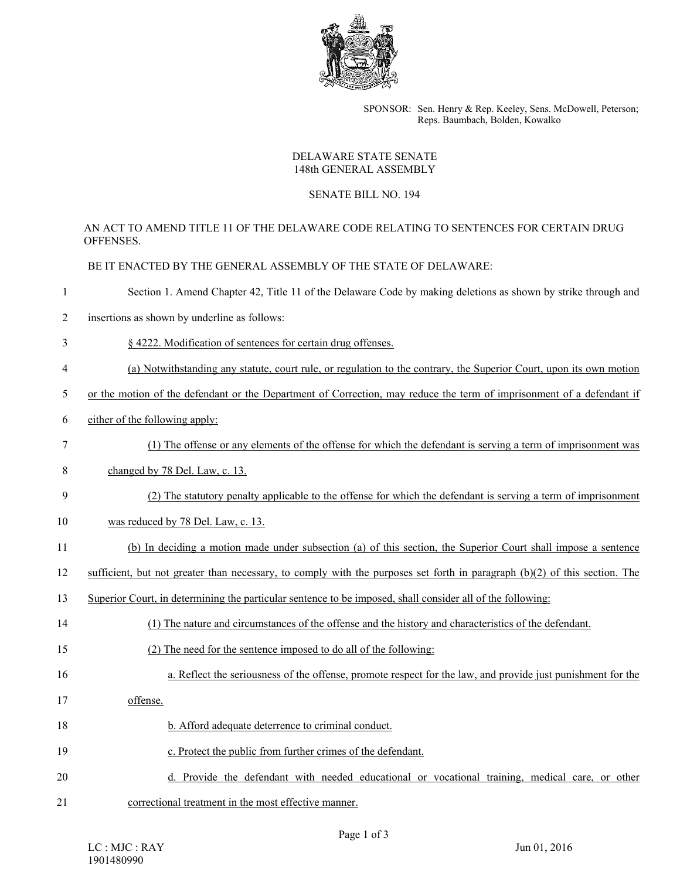SPONSOR: Sen. Henry & Rep. Keeley, Sens. McDowell, Peterson; Reps. Baumbach, Bolden, Kowalko

DELAWARE STATE SENATE
148th GENERAL ASSEMBLY

SENATE BILL NO. 194

AN ACT TO AMEND TITLE 11 OF THE DELAWARE CODE RELATING TO SENTENCES FOR CERTAIN DRUG OFFENSES.

BE IT ENACTED BY THE GENERAL ASSEMBLY OF THE STATE OF DELAWARE:

1 Section 1. Amend Chapter 42, Title 11 of the Delaware Code by making deletions as shown by strike through and
2 insertions as shown by underline as follows:

3 <u>§ 4222. Modification of sentences for certain drug offenses.</u>

4 <u>(a) Notwithstanding any statute, court rule, or regulation to the contrary, the Superior Court, upon its own motion</u>
5 <u>or the motion of the defendant or the Department of Correction, may reduce the term of imprisonment of a defendant if</u>
6 <u>either of the following apply:</u>

7 <u>(1) The offense or any elements of the offense for which the defendant is serving a term of imprisonment was</u>
8 <u>changed by 78 Del. Law, c. 13.</u>

9 <u>(2) The statutory penalty applicable to the offense for which the defendant is serving a term of imprisonment</u>
10 <u>was reduced by 78 Del. Law, c. 13.</u>

11 <u>(b) In deciding a motion made under subsection (a) of this section, the Superior Court shall impose a sentence</u>
12 <u>sufficient, but not greater than necessary, to comply with the purposes set forth in paragraph (b)(2) of this section. The</u>
13 <u>Superior Court, in determining the particular sentence to be imposed, shall consider all of the following:</u>

14 <u>(1) The nature and circumstances of the offense and the history and characteristics of the defendant.</u>

15 <u>(2) The need for the sentence imposed to do all of the following:</u>

16 <u>a. Reflect the seriousness of the offense, promote respect for the law, and provide just punishment for the</u>
17 <u>offense.</u>

18 <u>b. Afford adequate deterrence to criminal conduct.</u>

19 <u>c. Protect the public from further crimes of the defendant.</u>

20 <u>d. Provide the defendant with needed educational or vocational training, medical care, or other</u>
21 <u>correctional treatment in the most effective manner.</u>

LC : MJC : RAY
1901480990

Jun 01, 2016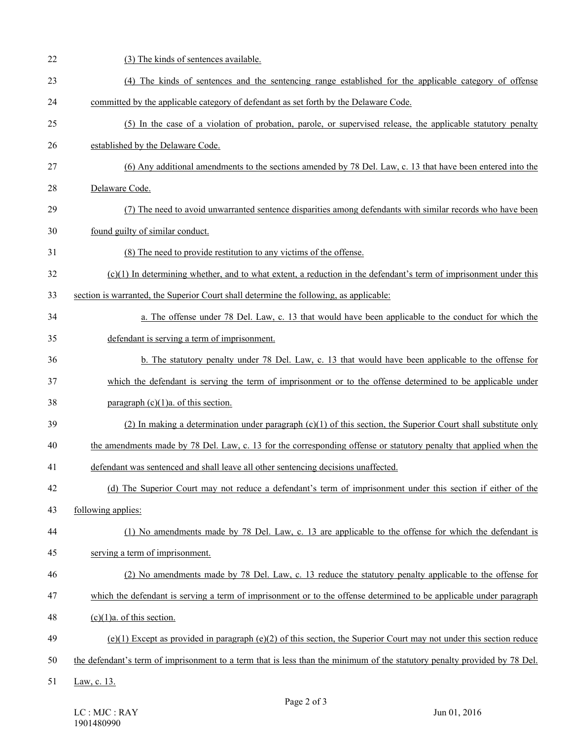(3) The kinds of sentences available.

(4) The kinds of sentences and the sentencing range established for the applicable category of offense committed by the applicable category of defendant as set forth by the Delaware Code.

(5) In the case of a violation of probation, parole, or supervised release, the applicable statutory penalty established by the Delaware Code.

(6) Any additional amendments to the sections amended by 78 Del. Law, c. 13 that have been entered into the Delaware Code.

(7) The need to avoid unwarranted sentence disparities among defendants with similar records who have been found guilty of similar conduct.

(8) The need to provide restitution to any victims of the offense.

(c)(1) In determining whether, and to what extent, a reduction in the defendant's term of imprisonment under this section is warranted, the Superior Court shall determine the following, as applicable:

a. The offense under 78 Del. Law, c. 13 that would have been applicable to the conduct for which the defendant is serving a term of imprisonment.

b. The statutory penalty under 78 Del. Law, c. 13 that would have been applicable to the offense for which the defendant is serving the term of imprisonment or to the offense determined to be applicable under paragraph (c)(1)a. of this section.

(2) In making a determination under paragraph (c)(1) of this section, the Superior Court shall substitute only the amendments made by 78 Del. Law, c. 13 for the corresponding offense or statutory penalty that applied when the defendant was sentenced and shall leave all other sentencing decisions unaffected.

(d) The Superior Court may not reduce a defendant's term of imprisonment under this section if either of the following applies:

(1) No amendments made by 78 Del. Law, c. 13 are applicable to the offense for which the defendant is serving a term of imprisonment.

(2) No amendments made by 78 Del. Law, c. 13 reduce the statutory penalty applicable to the offense for which the defendant is serving a term of imprisonment or to the offense determined to be applicable under paragraph (c)(1)a. of this section.

(e)(1) Except as provided in paragraph (e)(2) of this section, the Superior Court may not under this section reduce the defendant's term of imprisonment to a term that is less than the minimum of the statutory penalty provided by 78 Del. Law, c. 13.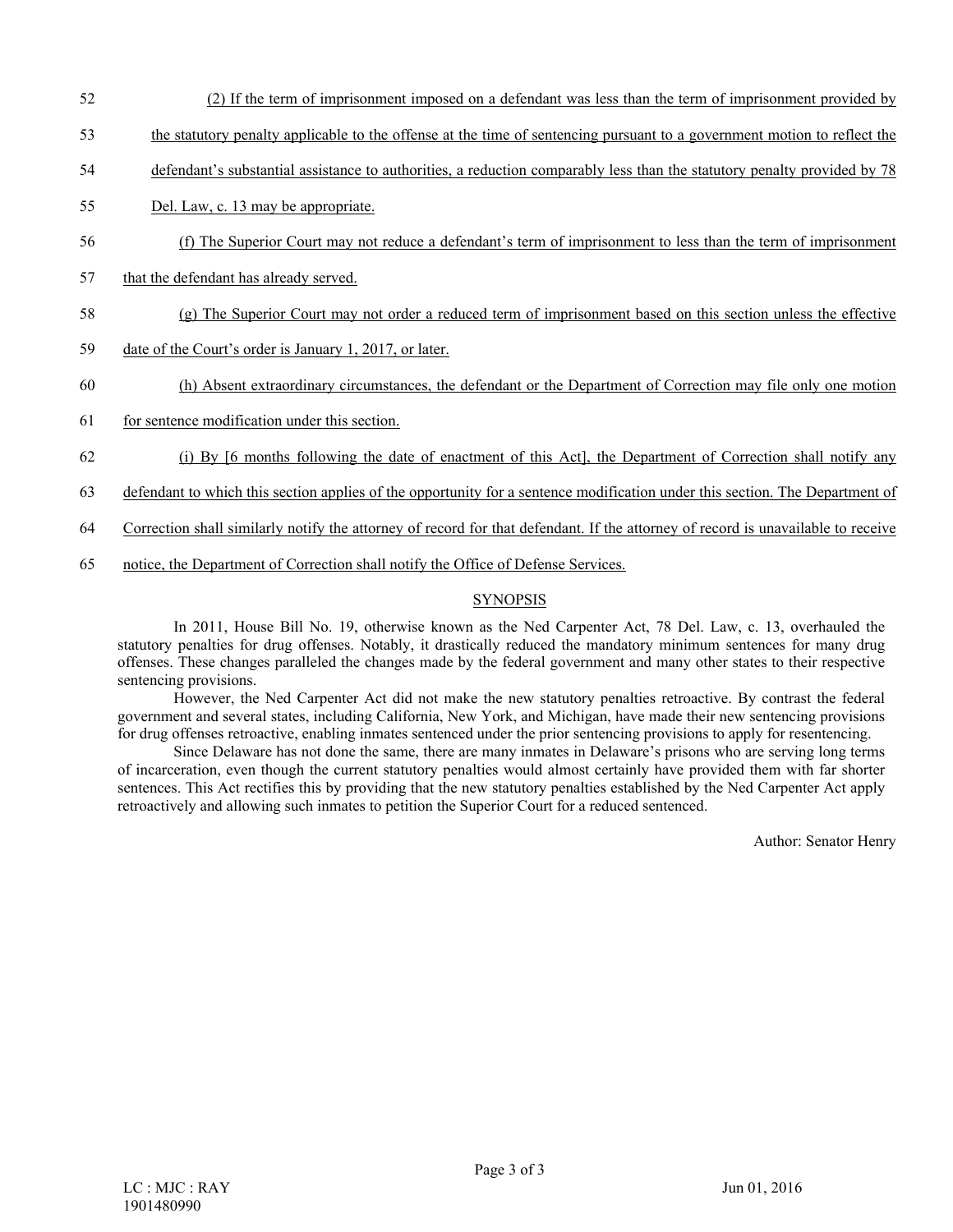(2) If the term of imprisonment imposed on a defendant was less than the term of imprisonment provided by the statutory penalty applicable to the offense at the time of sentencing pursuant to a government motion to reflect the defendant's substantial assistance to authorities, a reduction comparably less than the statutory penalty provided by 78 Del. Law, c. 13 may be appropriate.

(f) The Superior Court may not reduce a defendant's term of imprisonment to less than the term of imprisonment that the defendant has already served.

(g) The Superior Court may not order a reduced term of imprisonment based on this section unless the effective date of the Court's order is January 1, 2017, or later.

(h) Absent extraordinary circumstances, the defendant or the Department of Correction may file only one motion for sentence modification under this section.

(i) By [6 months following the date of enactment of this Act], the Department of Correction shall notify any defendant to which this section applies of the opportunity for a sentence modification under this section. The Department of Correction shall similarly notify the attorney of record for that defendant. If the attorney of record is unavailable to receive notice, the Department of Correction shall notify the Office of Defense Services.

## SYNOPSIS

In 2011, House Bill No. 19, otherwise known as the Ned Carpenter Act, 78 Del. Law, c. 13, overhauled the statutory penalties for drug offenses. Notably, it drastically reduced the mandatory minimum sentences for many drug offenses. These changes paralleled the changes made by the federal government and many other states to their respective sentencing provisions.

However, the Ned Carpenter Act did not make the new statutory penalties retroactive. By contrast the federal government and several states, including California, New York, and Michigan, have made their new sentencing provisions for drug offenses retroactive, enabling inmates sentenced under the prior sentencing provisions to apply for resentencing.

Since Delaware has not done the same, there are many inmates in Delaware's prisons who are serving long terms of incarceration, even though the current statutory penalties would almost certainly have provided them with far shorter sentences. This Act rectifies this by providing that the new statutory penalties established by the Ned Carpenter Act apply retroactively and allowing such inmates to petition the Superior Court for a reduced sentenced.

Author: Senator Henry

LC : MJC : RAY
1901480990

Jun 01, 2016